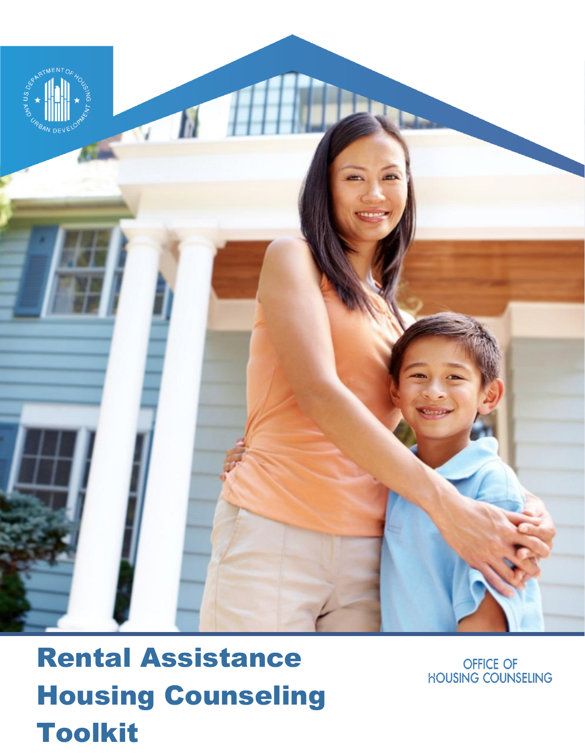# Rental Assistance Housing Counseling Toolkit

OFFICE OF HOUSING COUNSELING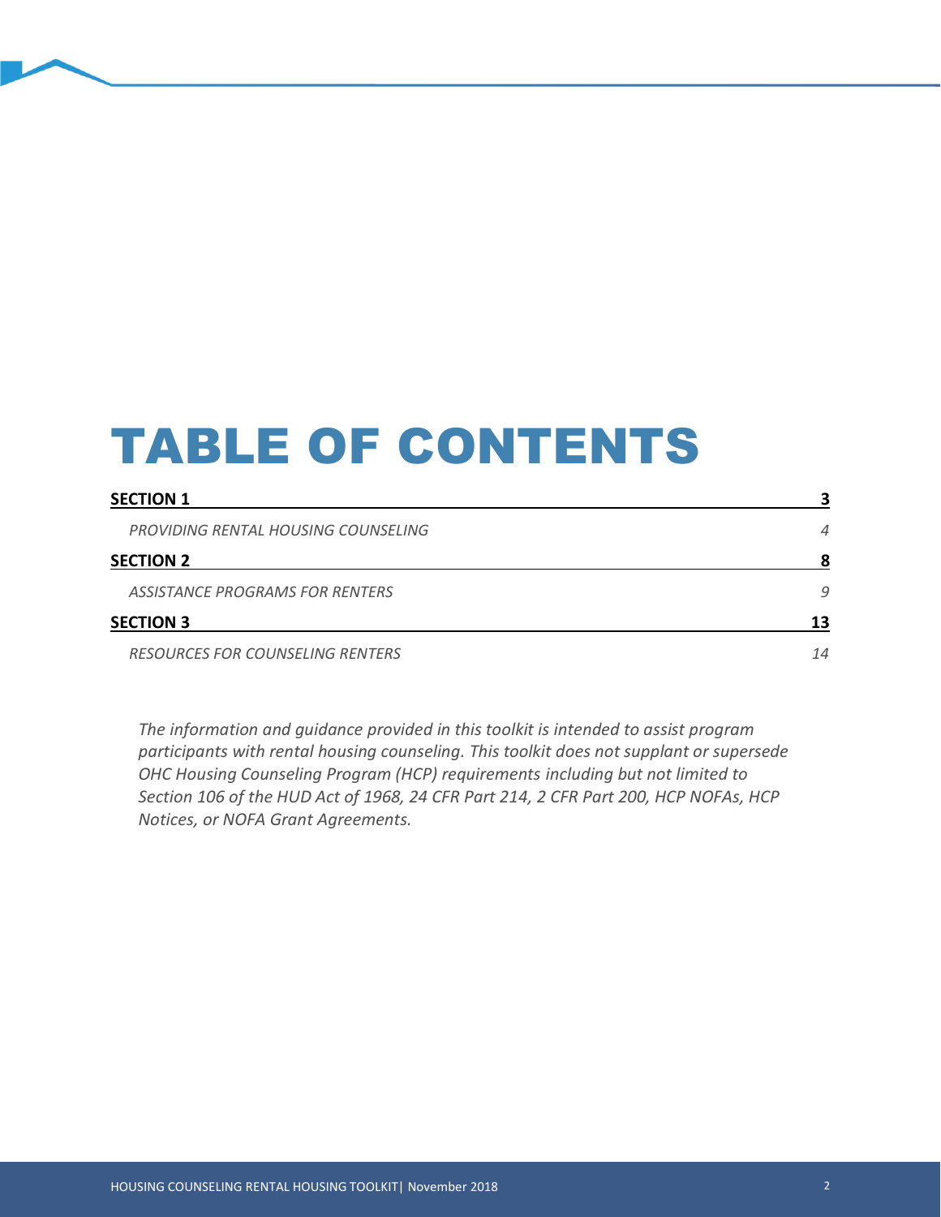# TABLE OF CONTENTS

| | |
|---|---|
| **SECTION 1** | **3** |
| *PROVIDING RENTAL HOUSING COUNSELING* | *4* |
| **SECTION 2** | **8** |
| *ASSISTANCE PROGRAMS FOR RENTERS* | *9* |
| **SECTION 3** | **13** |
| *RESOURCES FOR COUNSELING RENTERS* | *14* |

*The information and guidance provided in this toolkit is intended to assist program participants with rental housing counseling. This toolkit does not supplant or supersede OHC Housing Counseling Program (HCP) requirements including but not limited to Section 106 of the HUD Act of 1968, 24 CFR Part 214, 2 CFR Part 200, HCP NOFAs, HCP Notices, or NOFA Grant Agreements.*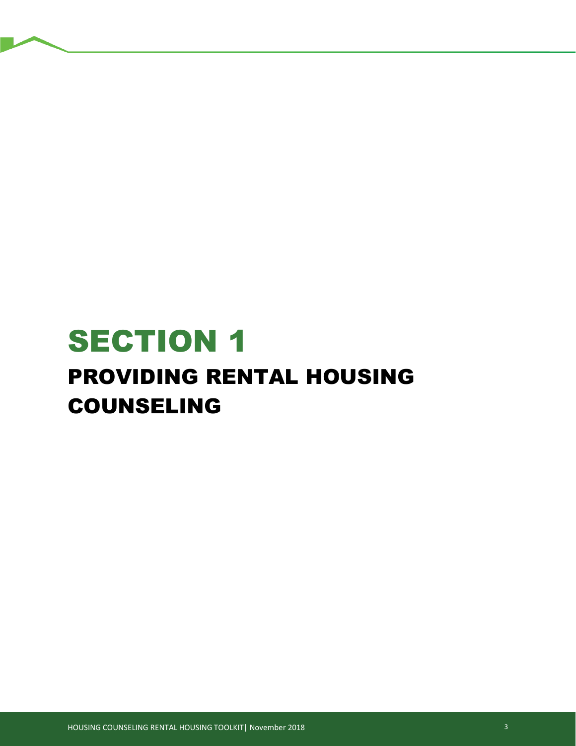# SECTION 1

## PROVIDING RENTAL HOUSING COUNSELING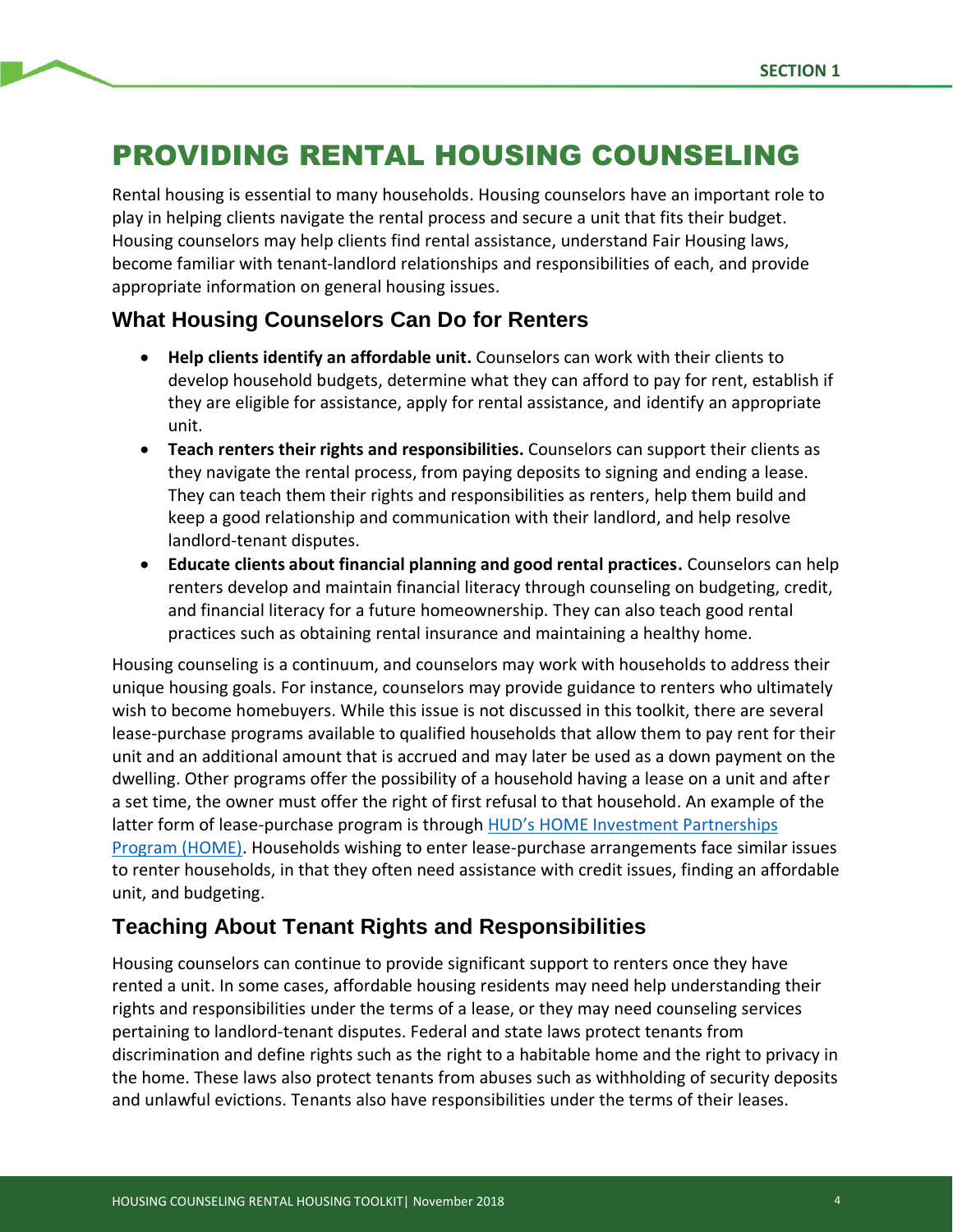# PROVIDING RENTAL HOUSING COUNSELING

Rental housing is essential to many households. Housing counselors have an important role to play in helping clients navigate the rental process and secure a unit that fits their budget. Housing counselors may help clients find rental assistance, understand Fair Housing laws, become familiar with tenant-landlord relationships and responsibilities of each, and provide appropriate information on general housing issues.

## What Housing Counselors Can Do for Renters

- **Help clients identify an affordable unit.** Counselors can work with their clients to develop household budgets, determine what they can afford to pay for rent, establish if they are eligible for assistance, apply for rental assistance, and identify an appropriate unit.
- **Teach renters their rights and responsibilities.** Counselors can support their clients as they navigate the rental process, from paying deposits to signing and ending a lease. They can teach them their rights and responsibilities as renters, help them build and keep a good relationship and communication with their landlord, and help resolve landlord-tenant disputes.
- **Educate clients about financial planning and good rental practices.** Counselors can help renters develop and maintain financial literacy through counseling on budgeting, credit, and financial literacy for a future homeownership. They can also teach good rental practices such as obtaining rental insurance and maintaining a healthy home.

Housing counseling is a continuum, and counselors may work with households to address their unique housing goals. For instance, counselors may provide guidance to renters who ultimately wish to become homebuyers. While this issue is not discussed in this toolkit, there are several lease-purchase programs available to qualified households that allow them to pay rent for their unit and an additional amount that is accrued and may later be used as a down payment on the dwelling. Other programs offer the possibility of a household having a lease on a unit and after a set time, the owner must offer the right of first refusal to that household. An example of the latter form of lease-purchase program is through HUD's HOME Investment Partnerships Program (HOME). Households wishing to enter lease-purchase arrangements face similar issues to renter households, in that they often need assistance with credit issues, finding an affordable unit, and budgeting.

## Teaching About Tenant Rights and Responsibilities

Housing counselors can continue to provide significant support to renters once they have rented a unit. In some cases, affordable housing residents may need help understanding their rights and responsibilities under the terms of a lease, or they may need counseling services pertaining to landlord-tenant disputes. Federal and state laws protect tenants from discrimination and define rights such as the right to a habitable home and the right to privacy in the home. These laws also protect tenants from abuses such as withholding of security deposits and unlawful evictions. Tenants also have responsibilities under the terms of their leases.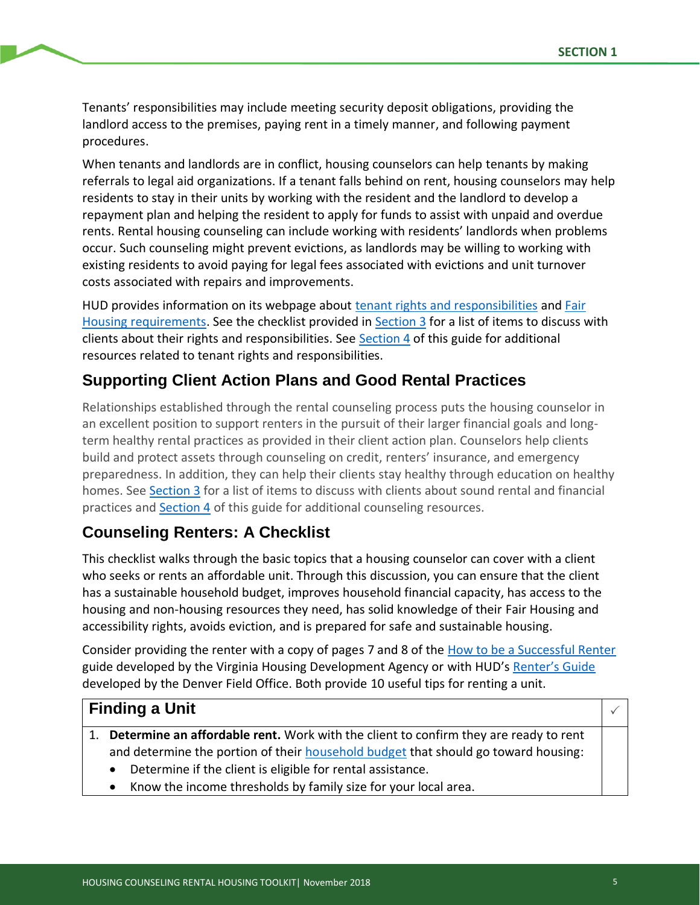Tenants' responsibilities may include meeting security deposit obligations, providing the landlord access to the premises, paying rent in a timely manner, and following payment procedures.

When tenants and landlords are in conflict, housing counselors can help tenants by making referrals to legal aid organizations. If a tenant falls behind on rent, housing counselors may help residents to stay in their units by working with the resident and the landlord to develop a repayment plan and helping the resident to apply for funds to assist with unpaid and overdue rents. Rental housing counseling can include working with residents' landlords when problems occur. Such counseling might prevent evictions, as landlords may be willing to working with existing residents to avoid paying for legal fees associated with evictions and unit turnover costs associated with repairs and improvements.

HUD provides information on its webpage about tenant rights and responsibilities and Fair Housing requirements. See the checklist provided in Section 3 for a list of items to discuss with clients about their rights and responsibilities. See Section 4 of this guide for additional resources related to tenant rights and responsibilities.

## Supporting Client Action Plans and Good Rental Practices

Relationships established through the rental counseling process puts the housing counselor in an excellent position to support renters in the pursuit of their larger financial goals and long-term healthy rental practices as provided in their client action plan. Counselors help clients build and protect assets through counseling on credit, renters' insurance, and emergency preparedness. In addition, they can help their clients stay healthy through education on healthy homes. See Section 3 for a list of items to discuss with clients about sound rental and financial practices and Section 4 of this guide for additional counseling resources.

## Counseling Renters: A Checklist

This checklist walks through the basic topics that a housing counselor can cover with a client who seeks or rents an affordable unit. Through this discussion, you can ensure that the client has a sustainable household budget, improves household financial capacity, has access to the housing and non-housing resources they need, has solid knowledge of their Fair Housing and accessibility rights, avoids eviction, and is prepared for safe and sustainable housing.

Consider providing the renter with a copy of pages 7 and 8 of the How to be a Successful Renter guide developed by the Virginia Housing Development Agency or with HUD's Renter's Guide developed by the Denver Field Office. Both provide 10 useful tips for renting a unit.

| Finding a Unit | ✓ |
|---|---|
| 1. **Determine an affordable rent.** Work with the client to confirm they are ready to rent and determine the portion of their household budget that should go toward housing:<br>• Determine if the client is eligible for rental assistance.<br>• Know the income thresholds by family size for your local area. | |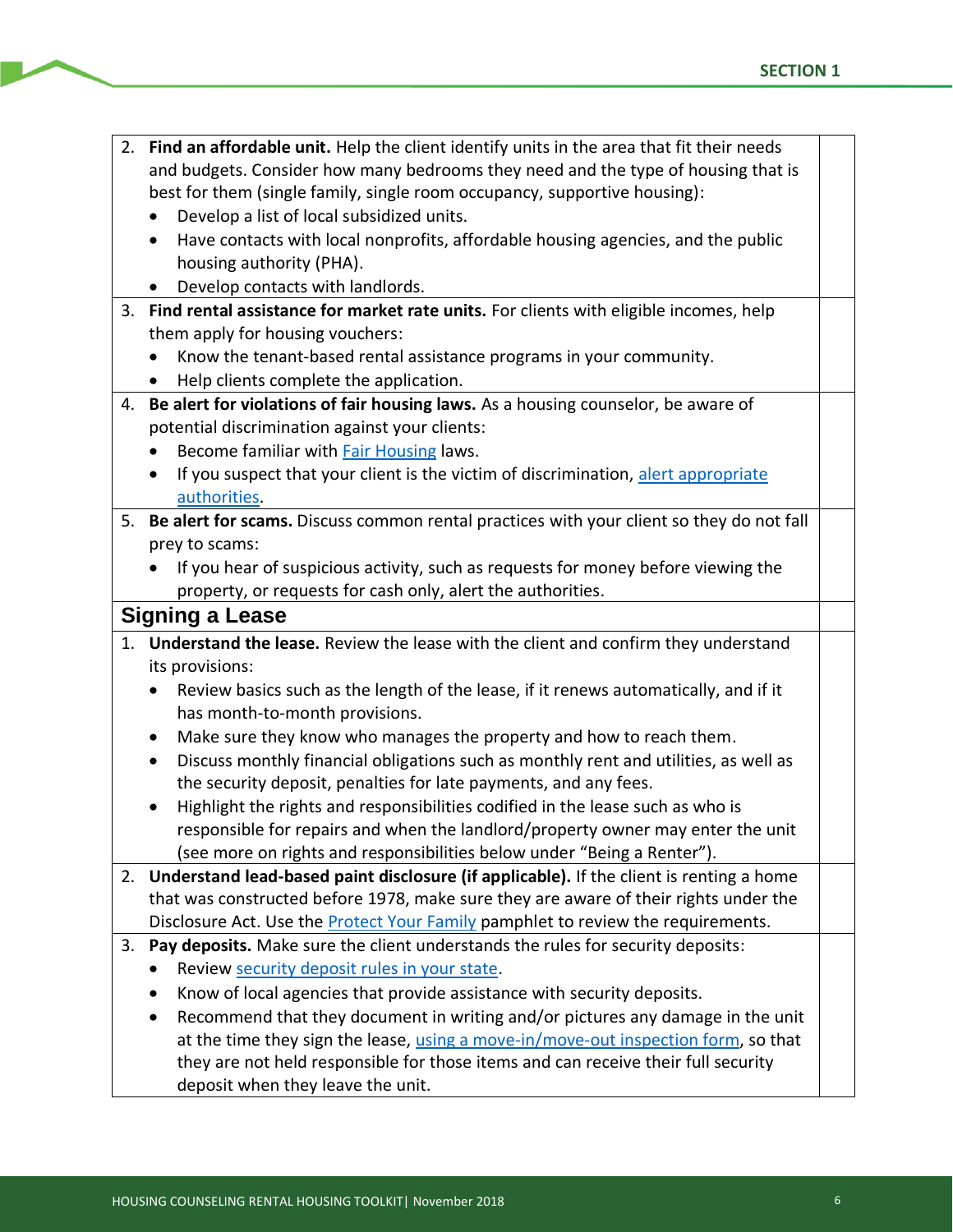2. **Find an affordable unit.** Help the client identify units in the area that fit their needs and budgets. Consider how many bedrooms they need and the type of housing that is best for them (single family, single room occupancy, supportive housing):
   - Develop a list of local subsidized units.
   - Have contacts with local nonprofits, affordable housing agencies, and the public housing authority (PHA).
   - Develop contacts with landlords.
3. **Find rental assistance for market rate units.** For clients with eligible incomes, help them apply for housing vouchers:
   - Know the tenant-based rental assistance programs in your community.
   - Help clients complete the application.
4. **Be alert for violations of fair housing laws.** As a housing counselor, be aware of potential discrimination against your clients:
   - Become familiar with Fair Housing laws.
   - If you suspect that your client is the victim of discrimination, alert appropriate authorities.
5. **Be alert for scams.** Discuss common rental practices with your client so they do not fall prey to scams:
   - If you hear of suspicious activity, such as requests for money before viewing the property, or requests for cash only, alert the authorities.

## Signing a Lease

1. **Understand the lease.** Review the lease with the client and confirm they understand its provisions:
   - Review basics such as the length of the lease, if it renews automatically, and if it has month-to-month provisions.
   - Make sure they know who manages the property and how to reach them.
   - Discuss monthly financial obligations such as monthly rent and utilities, as well as the security deposit, penalties for late payments, and any fees.
   - Highlight the rights and responsibilities codified in the lease such as who is responsible for repairs and when the landlord/property owner may enter the unit (see more on rights and responsibilities below under "Being a Renter").
2. **Understand lead-based paint disclosure (if applicable).** If the client is renting a home that was constructed before 1978, make sure they are aware of their rights under the Disclosure Act. Use the Protect Your Family pamphlet to review the requirements.
3. **Pay deposits.** Make sure the client understands the rules for security deposits:
   - Review security deposit rules in your state.
   - Know of local agencies that provide assistance with security deposits.
   - Recommend that they document in writing and/or pictures any damage in the unit at the time they sign the lease, using a move-in/move-out inspection form, so that they are not held responsible for those items and can receive their full security deposit when they leave the unit.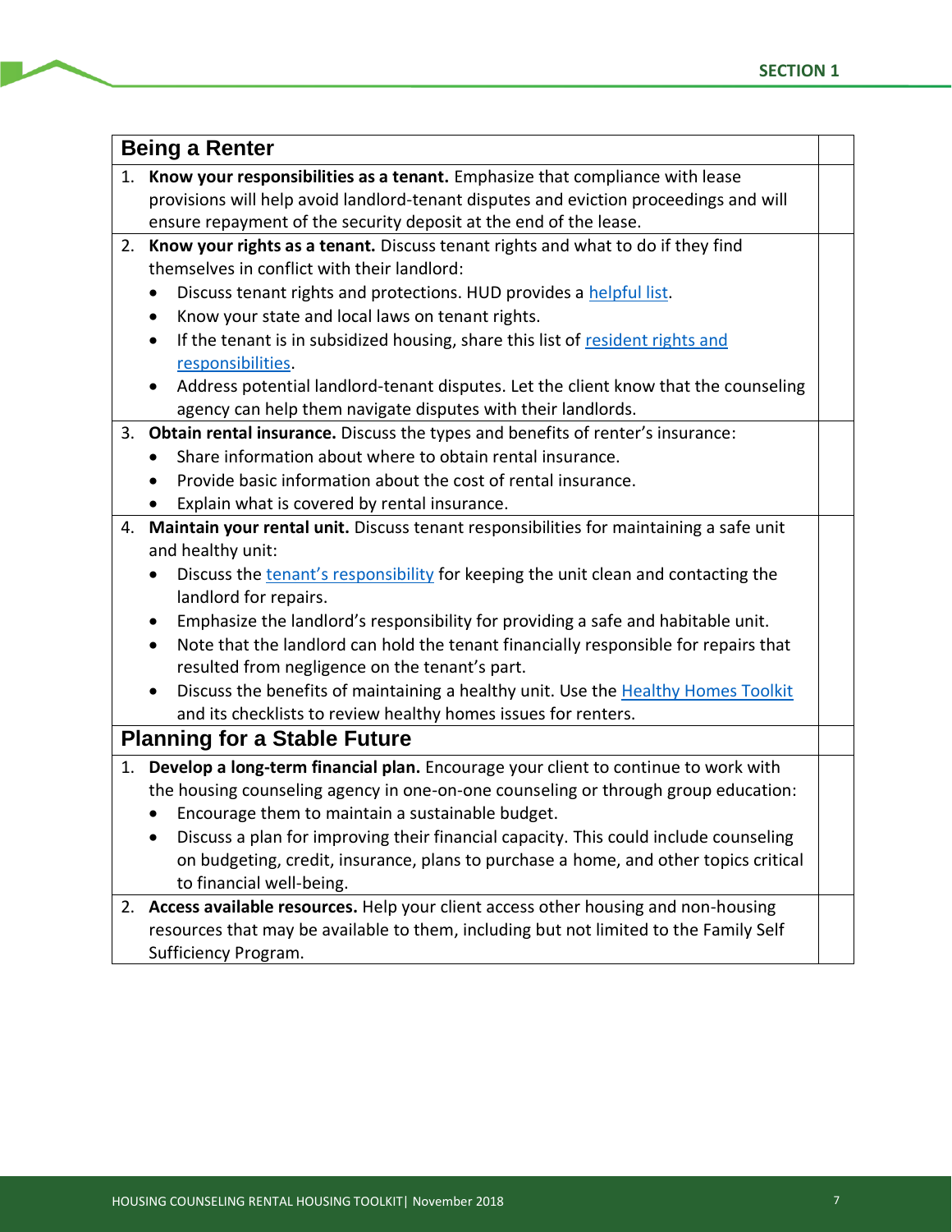## Being a Renter

1. **Know your responsibilities as a tenant.** Emphasize that compliance with lease provisions will help avoid landlord-tenant disputes and eviction proceedings and will ensure repayment of the security deposit at the end of the lease.
2. **Know your rights as a tenant.** Discuss tenant rights and what to do if they find themselves in conflict with their landlord:
   - Discuss tenant rights and protections. HUD provides a helpful list.
   - Know your state and local laws on tenant rights.
   - If the tenant is in subsidized housing, share this list of resident rights and responsibilities.
   - Address potential landlord-tenant disputes. Let the client know that the counseling agency can help them navigate disputes with their landlords.
3. **Obtain rental insurance.** Discuss the types and benefits of renter's insurance:
   - Share information about where to obtain rental insurance.
   - Provide basic information about the cost of rental insurance.
   - Explain what is covered by rental insurance.
4. **Maintain your rental unit.** Discuss tenant responsibilities for maintaining a safe unit and healthy unit:
   - Discuss the tenant's responsibility for keeping the unit clean and contacting the landlord for repairs.
   - Emphasize the landlord's responsibility for providing a safe and habitable unit.
   - Note that the landlord can hold the tenant financially responsible for repairs that resulted from negligence on the tenant's part.
   - Discuss the benefits of maintaining a healthy unit. Use the Healthy Homes Toolkit and its checklists to review healthy homes issues for renters.

## Planning for a Stable Future

1. **Develop a long-term financial plan.** Encourage your client to continue to work with the housing counseling agency in one-on-one counseling or through group education:
   - Encourage them to maintain a sustainable budget.
   - Discuss a plan for improving their financial capacity. This could include counseling on budgeting, credit, insurance, plans to purchase a home, and other topics critical to financial well-being.
2. **Access available resources.** Help your client access other housing and non-housing resources that may be available to them, including but not limited to the Family Self Sufficiency Program.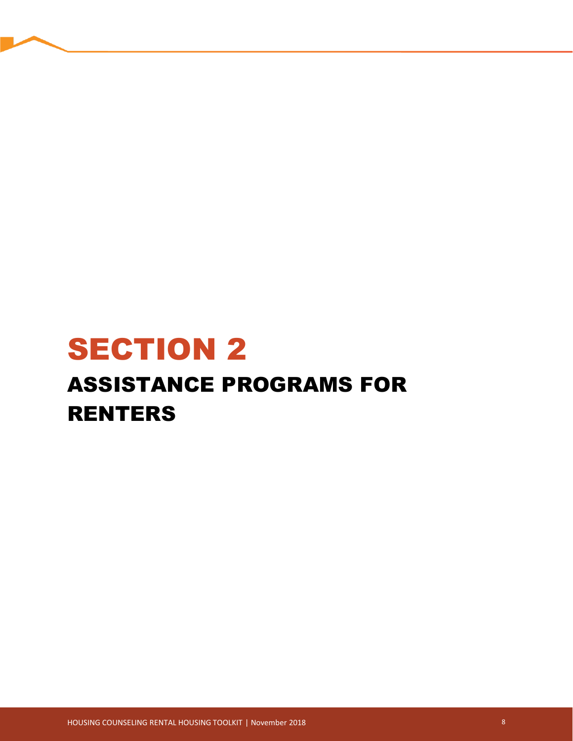# SECTION 2

## ASSISTANCE PROGRAMS FOR RENTERS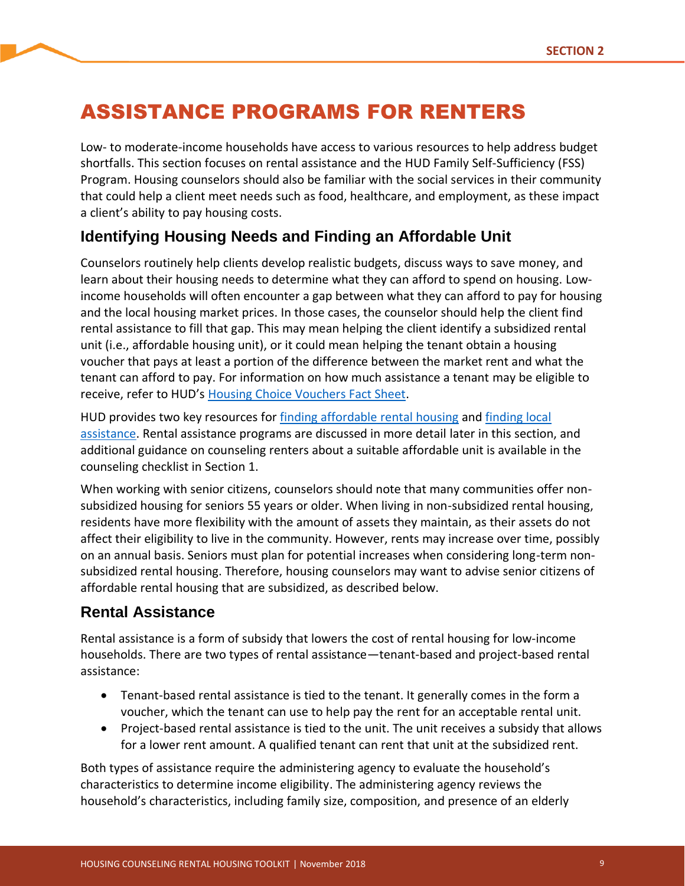# ASSISTANCE PROGRAMS FOR RENTERS

Low- to moderate-income households have access to various resources to help address budget shortfalls. This section focuses on rental assistance and the HUD Family Self-Sufficiency (FSS) Program. Housing counselors should also be familiar with the social services in their community that could help a client meet needs such as food, healthcare, and employment, as these impact a client's ability to pay housing costs.

## Identifying Housing Needs and Finding an Affordable Unit

Counselors routinely help clients develop realistic budgets, discuss ways to save money, and learn about their housing needs to determine what they can afford to spend on housing. Low-income households will often encounter a gap between what they can afford to pay for housing and the local housing market prices. In those cases, the counselor should help the client find rental assistance to fill that gap. This may mean helping the client identify a subsidized rental unit (i.e., affordable housing unit), or it could mean helping the tenant obtain a housing voucher that pays at least a portion of the difference between the market rent and what the tenant can afford to pay. For information on how much assistance a tenant may be eligible to receive, refer to HUD's Housing Choice Vouchers Fact Sheet.

HUD provides two key resources for finding affordable rental housing and finding local assistance. Rental assistance programs are discussed in more detail later in this section, and additional guidance on counseling renters about a suitable affordable unit is available in the counseling checklist in Section 1.

When working with senior citizens, counselors should note that many communities offer non-subsidized housing for seniors 55 years or older. When living in non-subsidized rental housing, residents have more flexibility with the amount of assets they maintain, as their assets do not affect their eligibility to live in the community. However, rents may increase over time, possibly on an annual basis. Seniors must plan for potential increases when considering long-term non-subsidized rental housing. Therefore, housing counselors may want to advise senior citizens of affordable rental housing that are subsidized, as described below.

## Rental Assistance

Rental assistance is a form of subsidy that lowers the cost of rental housing for low-income households. There are two types of rental assistance—tenant-based and project-based rental assistance:

- Tenant-based rental assistance is tied to the tenant. It generally comes in the form a voucher, which the tenant can use to help pay the rent for an acceptable rental unit.
- Project-based rental assistance is tied to the unit. The unit receives a subsidy that allows for a lower rent amount. A qualified tenant can rent that unit at the subsidized rent.

Both types of assistance require the administering agency to evaluate the household's characteristics to determine income eligibility. The administering agency reviews the household's characteristics, including family size, composition, and presence of an elderly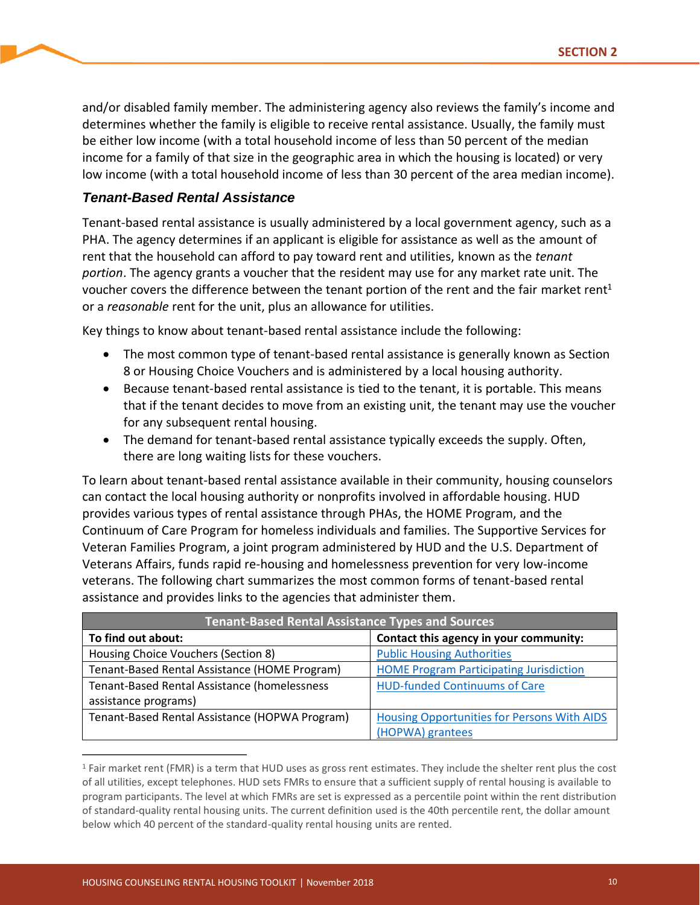and/or disabled family member. The administering agency also reviews the family's income and determines whether the family is eligible to receive rental assistance. Usually, the family must be either low income (with a total household income of less than 50 percent of the median income for a family of that size in the geographic area in which the housing is located) or very low income (with a total household income of less than 30 percent of the area median income).

### *Tenant-Based Rental Assistance*

Tenant-based rental assistance is usually administered by a local government agency, such as a PHA. The agency determines if an applicant is eligible for assistance as well as the amount of rent that the household can afford to pay toward rent and utilities, known as the *tenant portion*. The agency grants a voucher that the resident may use for any market rate unit. The voucher covers the difference between the tenant portion of the rent and the fair market rent[1] or a *reasonable* rent for the unit, plus an allowance for utilities.

Key things to know about tenant-based rental assistance include the following:

- The most common type of tenant-based rental assistance is generally known as Section 8 or Housing Choice Vouchers and is administered by a local housing authority.
- Because tenant-based rental assistance is tied to the tenant, it is portable. This means that if the tenant decides to move from an existing unit, the tenant may use the voucher for any subsequent rental housing.
- The demand for tenant-based rental assistance typically exceeds the supply. Often, there are long waiting lists for these vouchers.

To learn about tenant-based rental assistance available in their community, housing counselors can contact the local housing authority or nonprofits involved in affordable housing. HUD provides various types of rental assistance through PHAs, the HOME Program, and the Continuum of Care Program for homeless individuals and families. The Supportive Services for Veteran Families Program, a joint program administered by HUD and the U.S. Department of Veterans Affairs, funds rapid re-housing and homelessness prevention for very low-income veterans. The following chart summarizes the most common forms of tenant-based rental assistance and provides links to the agencies that administer them.

| Tenant-Based Rental Assistance Types and Sources | |
|---|---|
| **To find out about:** | **Contact this agency in your community:** |
| Housing Choice Vouchers (Section 8) | Public Housing Authorities |
| Tenant-Based Rental Assistance (HOME Program) | HOME Program Participating Jurisdiction |
| Tenant-Based Rental Assistance (homelessness assistance programs) | HUD-funded Continuums of Care |
| Tenant-Based Rental Assistance (HOPWA Program) | Housing Opportunities for Persons With AIDS (HOPWA) grantees |

[1] Fair market rent (FMR) is a term that HUD uses as gross rent estimates. They include the shelter rent plus the cost of all utilities, except telephones. HUD sets FMRs to ensure that a sufficient supply of rental housing is available to program participants. The level at which FMRs are set is expressed as a percentile point within the rent distribution of standard-quality rental housing units. The current definition used is the 40th percentile rent, the dollar amount below which 40 percent of the standard-quality rental housing units are rented.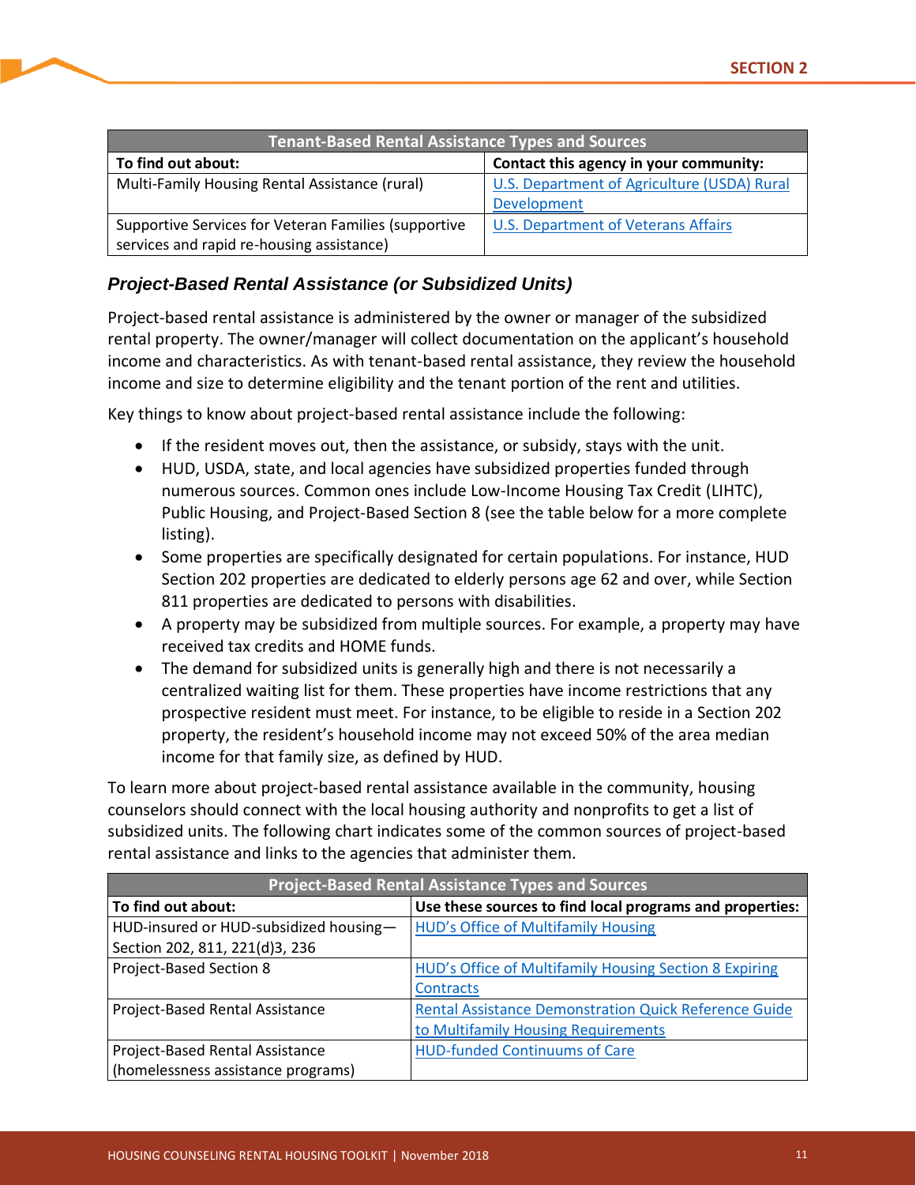| Tenant-Based Rental Assistance Types and Sources | |
|---|---|
| **To find out about:** | **Contact this agency in your community:** |
| Multi-Family Housing Rental Assistance (rural) | U.S. Department of Agriculture (USDA) Rural Development |
| Supportive Services for Veteran Families (supportive services and rapid re-housing assistance) | U.S. Department of Veterans Affairs |

### *Project-Based Rental Assistance (or Subsidized Units)*

Project-based rental assistance is administered by the owner or manager of the subsidized rental property. The owner/manager will collect documentation on the applicant's household income and characteristics. As with tenant-based rental assistance, they review the household income and size to determine eligibility and the tenant portion of the rent and utilities.

Key things to know about project-based rental assistance include the following:

- If the resident moves out, then the assistance, or subsidy, stays with the unit.
- HUD, USDA, state, and local agencies have subsidized properties funded through numerous sources. Common ones include Low-Income Housing Tax Credit (LIHTC), Public Housing, and Project-Based Section 8 (see the table below for a more complete listing).
- Some properties are specifically designated for certain populations. For instance, HUD Section 202 properties are dedicated to elderly persons age 62 and over, while Section 811 properties are dedicated to persons with disabilities.
- A property may be subsidized from multiple sources. For example, a property may have received tax credits and HOME funds.
- The demand for subsidized units is generally high and there is not necessarily a centralized waiting list for them. These properties have income restrictions that any prospective resident must meet. For instance, to be eligible to reside in a Section 202 property, the resident's household income may not exceed 50% of the area median income for that family size, as defined by HUD.

To learn more about project-based rental assistance available in the community, housing counselors should connect with the local housing authority and nonprofits to get a list of subsidized units. The following chart indicates some of the common sources of project-based rental assistance and links to the agencies that administer them.

| Project-Based Rental Assistance Types and Sources | |
|---|---|
| **To find out about:** | **Use these sources to find local programs and properties:** |
| HUD-insured or HUD-subsidized housing—Section 202, 811, 221(d)3, 236 | HUD's Office of Multifamily Housing |
| Project-Based Section 8 | HUD's Office of Multifamily Housing Section 8 Expiring Contracts |
| Project-Based Rental Assistance | Rental Assistance Demonstration Quick Reference Guide to Multifamily Housing Requirements |
| Project-Based Rental Assistance (homelessness assistance programs) | HUD-funded Continuums of Care |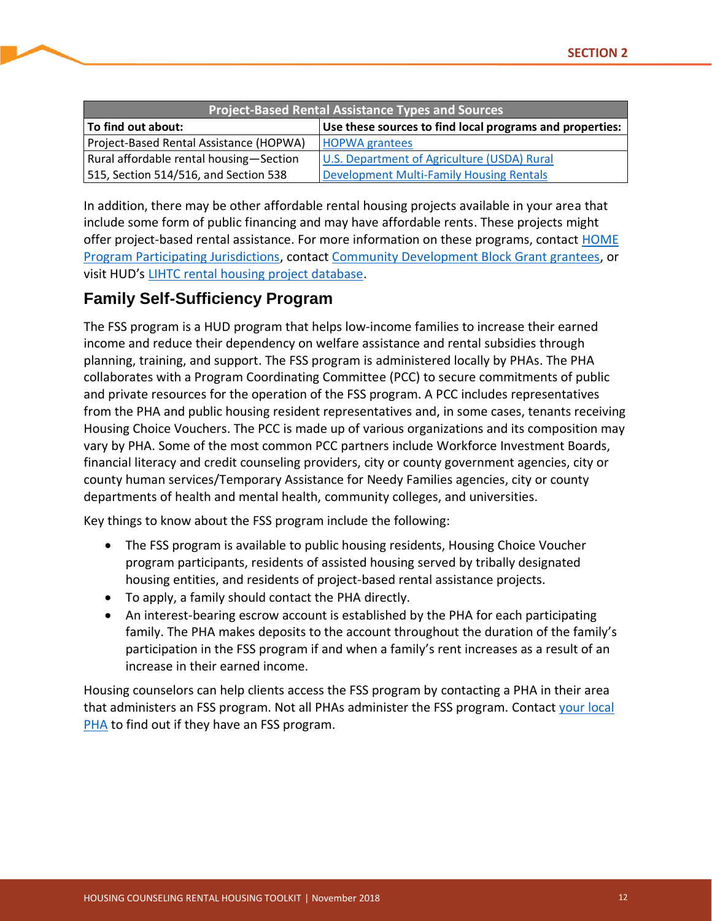| Project-Based Rental Assistance Types and Sources | |
|---|---|
| **To find out about:** | **Use these sources to find local programs and properties:** |
| Project-Based Rental Assistance (HOPWA) | HOPWA grantees |
| Rural affordable rental housing—Section 515, Section 514/516, and Section 538 | U.S. Department of Agriculture (USDA) Rural Development Multi-Family Housing Rentals |

In addition, there may be other affordable rental housing projects available in your area that include some form of public financing and may have affordable rents. These projects might offer project-based rental assistance. For more information on these programs, contact HOME Program Participating Jurisdictions, contact Community Development Block Grant grantees, or visit HUD's LIHTC rental housing project database.

## Family Self-Sufficiency Program

The FSS program is a HUD program that helps low-income families to increase their earned income and reduce their dependency on welfare assistance and rental subsidies through planning, training, and support. The FSS program is administered locally by PHAs. The PHA collaborates with a Program Coordinating Committee (PCC) to secure commitments of public and private resources for the operation of the FSS program. A PCC includes representatives from the PHA and public housing resident representatives and, in some cases, tenants receiving Housing Choice Vouchers. The PCC is made up of various organizations and its composition may vary by PHA. Some of the most common PCC partners include Workforce Investment Boards, financial literacy and credit counseling providers, city or county government agencies, city or county human services/Temporary Assistance for Needy Families agencies, city or county departments of health and mental health, community colleges, and universities.

Key things to know about the FSS program include the following:

- The FSS program is available to public housing residents, Housing Choice Voucher program participants, residents of assisted housing served by tribally designated housing entities, and residents of project-based rental assistance projects.
- To apply, a family should contact the PHA directly.
- An interest-bearing escrow account is established by the PHA for each participating family. The PHA makes deposits to the account throughout the duration of the family's participation in the FSS program if and when a family's rent increases as a result of an increase in their earned income.

Housing counselors can help clients access the FSS program by contacting a PHA in their area that administers an FSS program. Not all PHAs administer the FSS program. Contact your local PHA to find out if they have an FSS program.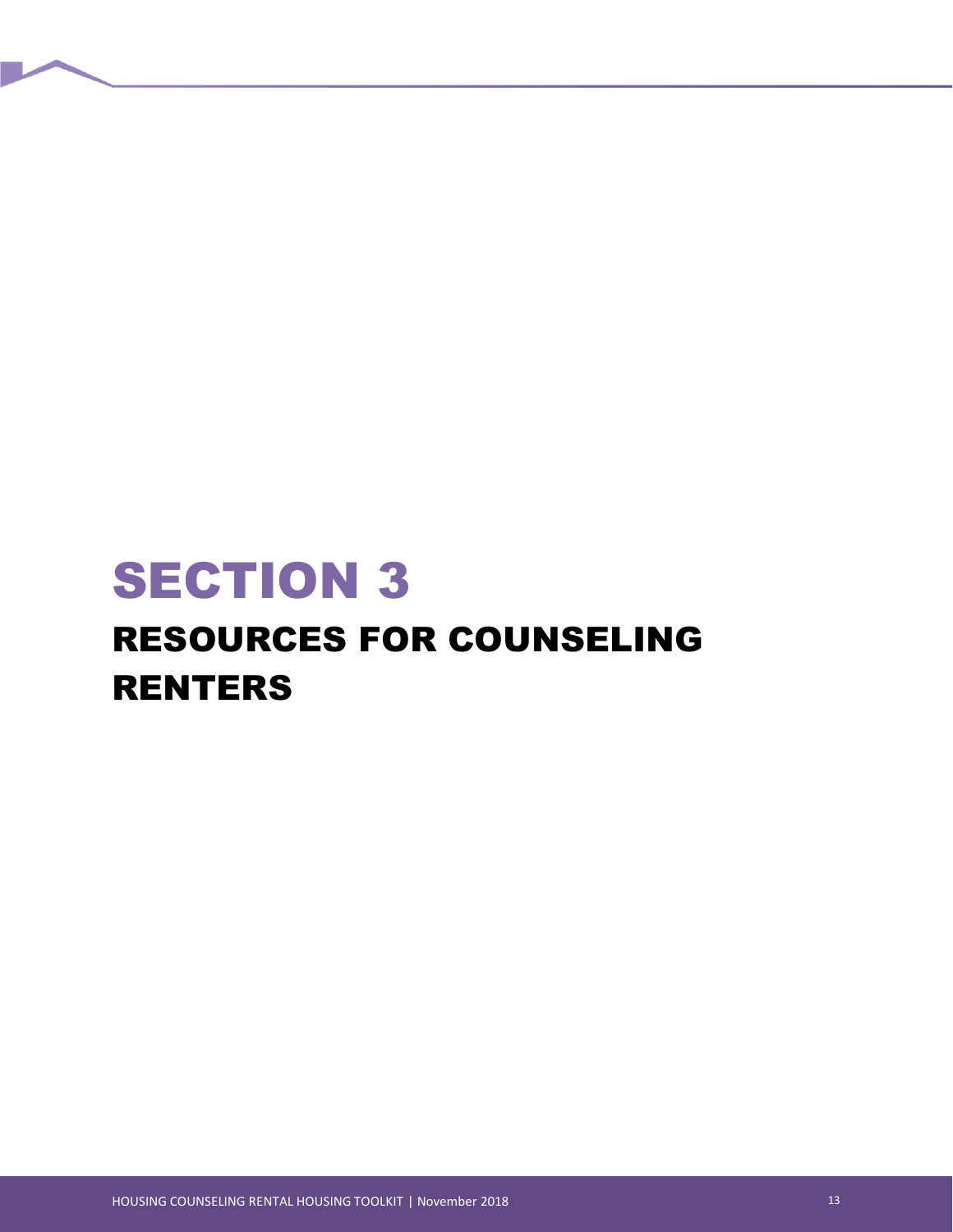# SECTION 3

## RESOURCES FOR COUNSELING RENTERS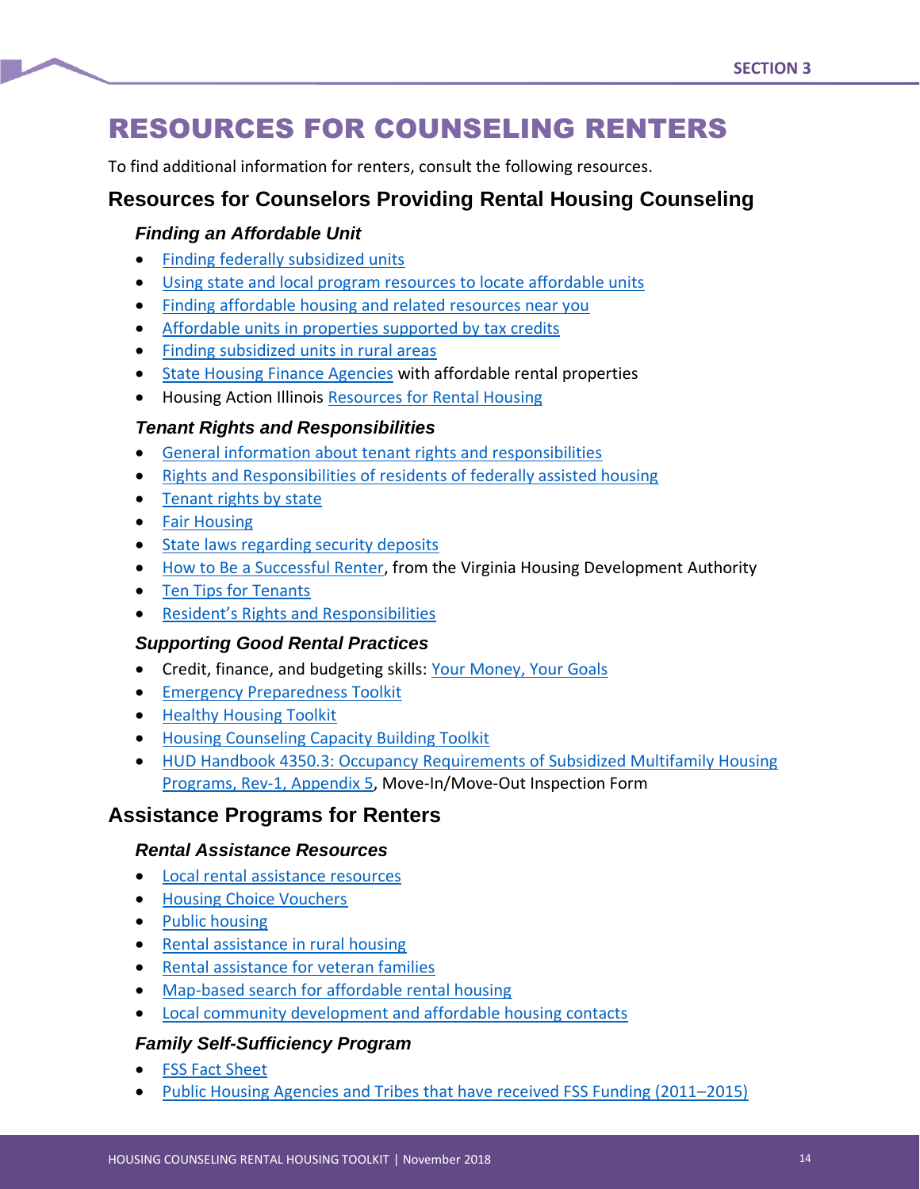# RESOURCES FOR COUNSELING RENTERS

To find additional information for renters, consult the following resources.

## Resources for Counselors Providing Rental Housing Counseling

### *Finding an Affordable Unit*

- Finding federally subsidized units
- Using state and local program resources to locate affordable units
- Finding affordable housing and related resources near you
- Affordable units in properties supported by tax credits
- Finding subsidized units in rural areas
- State Housing Finance Agencies with affordable rental properties
- Housing Action Illinois Resources for Rental Housing

### *Tenant Rights and Responsibilities*

- General information about tenant rights and responsibilities
- Rights and Responsibilities of residents of federally assisted housing
- Tenant rights by state
- Fair Housing
- State laws regarding security deposits
- How to Be a Successful Renter, from the Virginia Housing Development Authority
- Ten Tips for Tenants
- Resident's Rights and Responsibilities

### *Supporting Good Rental Practices*

- Credit, finance, and budgeting skills: Your Money, Your Goals
- Emergency Preparedness Toolkit
- Healthy Housing Toolkit
- Housing Counseling Capacity Building Toolkit
- HUD Handbook 4350.3: Occupancy Requirements of Subsidized Multifamily Housing Programs, Rev-1, Appendix 5, Move-In/Move-Out Inspection Form

## Assistance Programs for Renters

### *Rental Assistance Resources*

- Local rental assistance resources
- Housing Choice Vouchers
- Public housing
- Rental assistance in rural housing
- Rental assistance for veteran families
- Map-based search for affordable rental housing
- Local community development and affordable housing contacts

### *Family Self-Sufficiency Program*

- FSS Fact Sheet
- Public Housing Agencies and Tribes that have received FSS Funding (2011–2015)